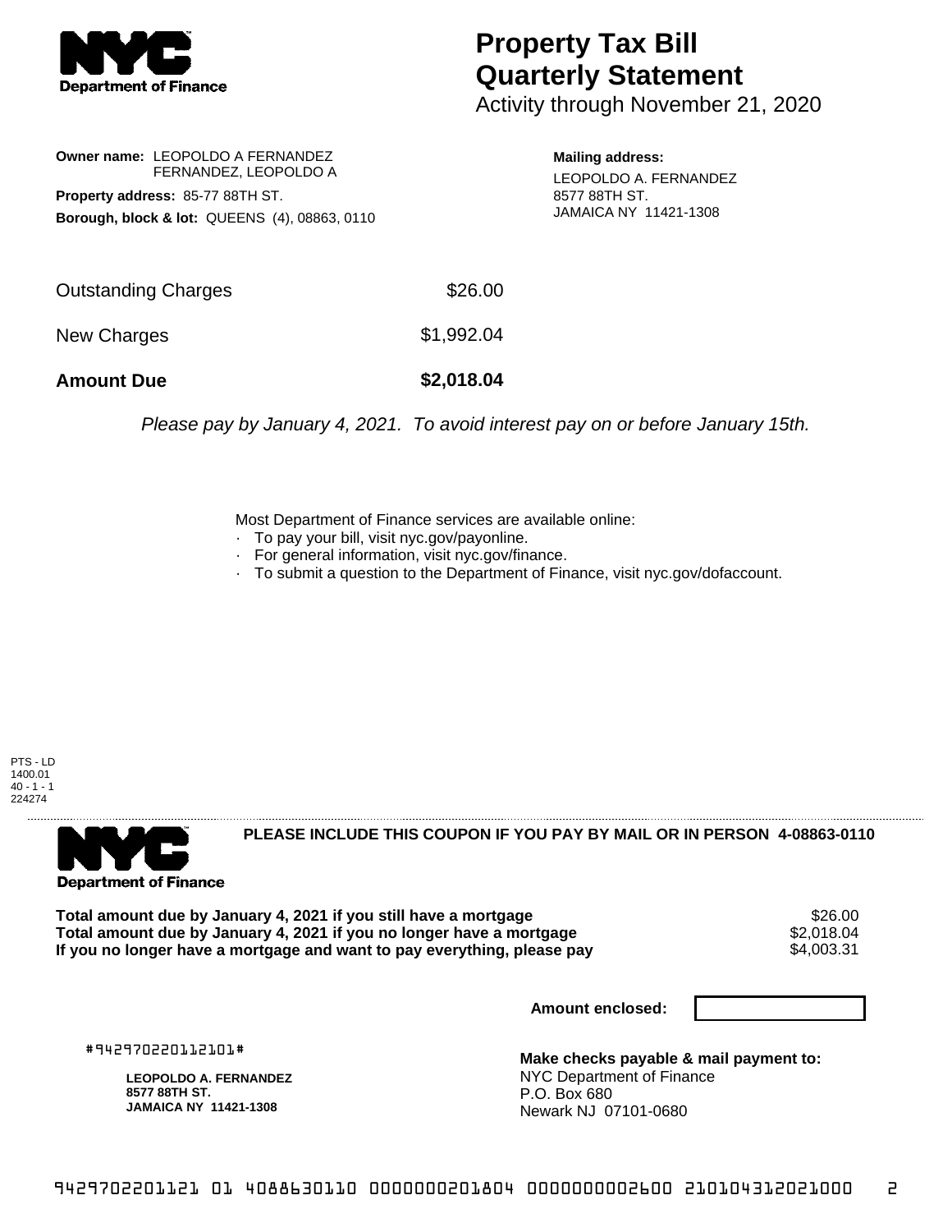# Property Tax Bill Quarterly Statement

Activity through November 21, 2020

**Owner name:** LEOPOLDO A FERNANDEZ
FERNANDEZ, LEOPOLDO A

**Property address:** 85-77 88TH ST.

**Borough, block & lot:** QUEENS (4), 08863, 0110

**Mailing address:**
LEOPOLDO A. FERNANDEZ
8577 88TH ST.
JAMAICA NY 11421-1308

| | |
|---|---|
| Outstanding Charges | $26.00 |
| New Charges | $1,992.04 |
| **Amount Due** | **$2,018.04** |

*Please pay by January 4, 2021. To avoid interest pay on or before January 15th.*

Most Department of Finance services are available online:
- To pay your bill, visit nyc.gov/payonline.
- For general information, visit nyc.gov/finance.
- To submit a question to the Department of Finance, visit nyc.gov/dofaccount.

PTS - LD
1400.01
40 - 1 - 1
224274

**PLEASE INCLUDE THIS COUPON IF YOU PAY BY MAIL OR IN PERSON 4-08863-0110**

| | |
|---|---|
| **Total amount due by January 4, 2021 if you still have a mortgage** | $26.00 |
| **Total amount due by January 4, 2021 if you no longer have a mortgage** | $2,018.04 |
| **If you no longer have a mortgage and want to pay everything, please pay** | $4,003.31 |

**Amount enclosed:**

#942970220112101#

**LEOPOLDO A. FERNANDEZ**
**8577 88TH ST.**
**JAMAICA NY 11421-1308**

**Make checks payable & mail payment to:**
NYC Department of Finance
P.O. Box 680
Newark NJ 07101-0680

9429702201121 01 4088630110 0000000201804 0000000002600 210104312021000 2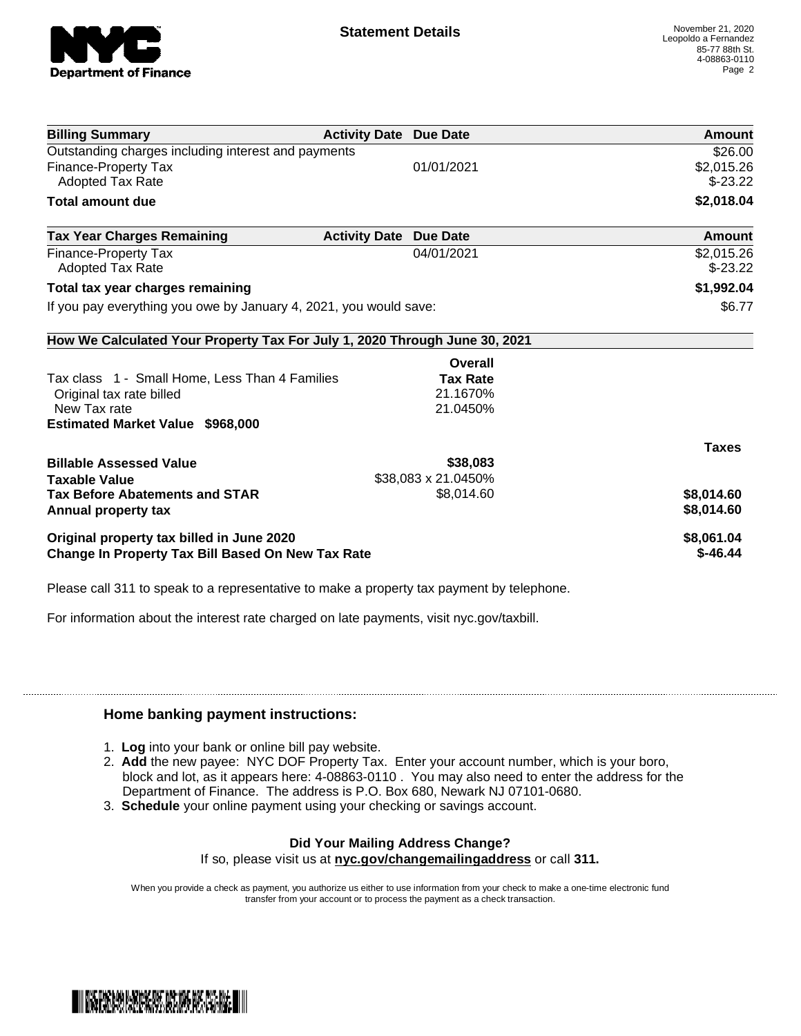# Statement Details

November 21, 2020
Leopoldo a Fernandez
85-77 88th St.
4-08863-0110

| Billing Summary | Activity Date | Due Date | Amount |
|---|---|---|---|
| Outstanding charges including interest and payments | | | $26.00 |
| Finance-Property Tax | | 01/01/2021 | $2,015.26 |
| Adopted Tax Rate | | | $-23.22 |
| **Total amount due** | | | **$2,018.04** |

| Tax Year Charges Remaining | Activity Date | Due Date | Amount |
|---|---|---|---|
| Finance-Property Tax | | 04/01/2021 | $2,015.26 |
| Adopted Tax Rate | | | $-23.22 |
| **Total tax year charges remaining** | | | **$1,992.04** |
| If you pay everything you owe by January 4, 2021, you would save: | | | $6.77 |

## How We Calculated Your Property Tax For July 1, 2020 Through June 30, 2021

| | Overall Tax Rate | Taxes |
|---|---|---|
| Tax class 1 - Small Home, Less Than 4 Families | | |
| Original tax rate billed | 21.1670% | |
| New Tax rate | 21.0450% | |
| **Estimated Market Value $968,000** | | |
| **Billable Assessed Value** | **$38,083** | |
| **Taxable Value** | $38,083 x 21.0450% | |
| **Tax Before Abatements and STAR** | $8,014.60 | **$8,014.60** |
| **Annual property tax** | | **$8,014.60** |
| **Original property tax billed in June 2020** | | **$8,061.04** |
| **Change In Property Tax Bill Based On New Tax Rate** | | **$-46.44** |

Please call 311 to speak to a representative to make a property tax payment by telephone.

For information about the interest rate charged on late payments, visit nyc.gov/taxbill.

### Home banking payment instructions:

1. **Log** into your bank or online bill pay website.
2. **Add** the new payee: NYC DOF Property Tax. Enter your account number, which is your boro, block and lot, as it appears here: 4-08863-0110 . You may also need to enter the address for the Department of Finance. The address is P.O. Box 680, Newark NJ 07101-0680.
3. **Schedule** your online payment using your checking or savings account.

**Did Your Mailing Address Change?**
If so, please visit us at **nyc.gov/changemailingaddress** or call **311.**

When you provide a check as payment, you authorize us either to use information from your check to make a one-time electronic fund transfer from your account or to process the payment as a check transaction.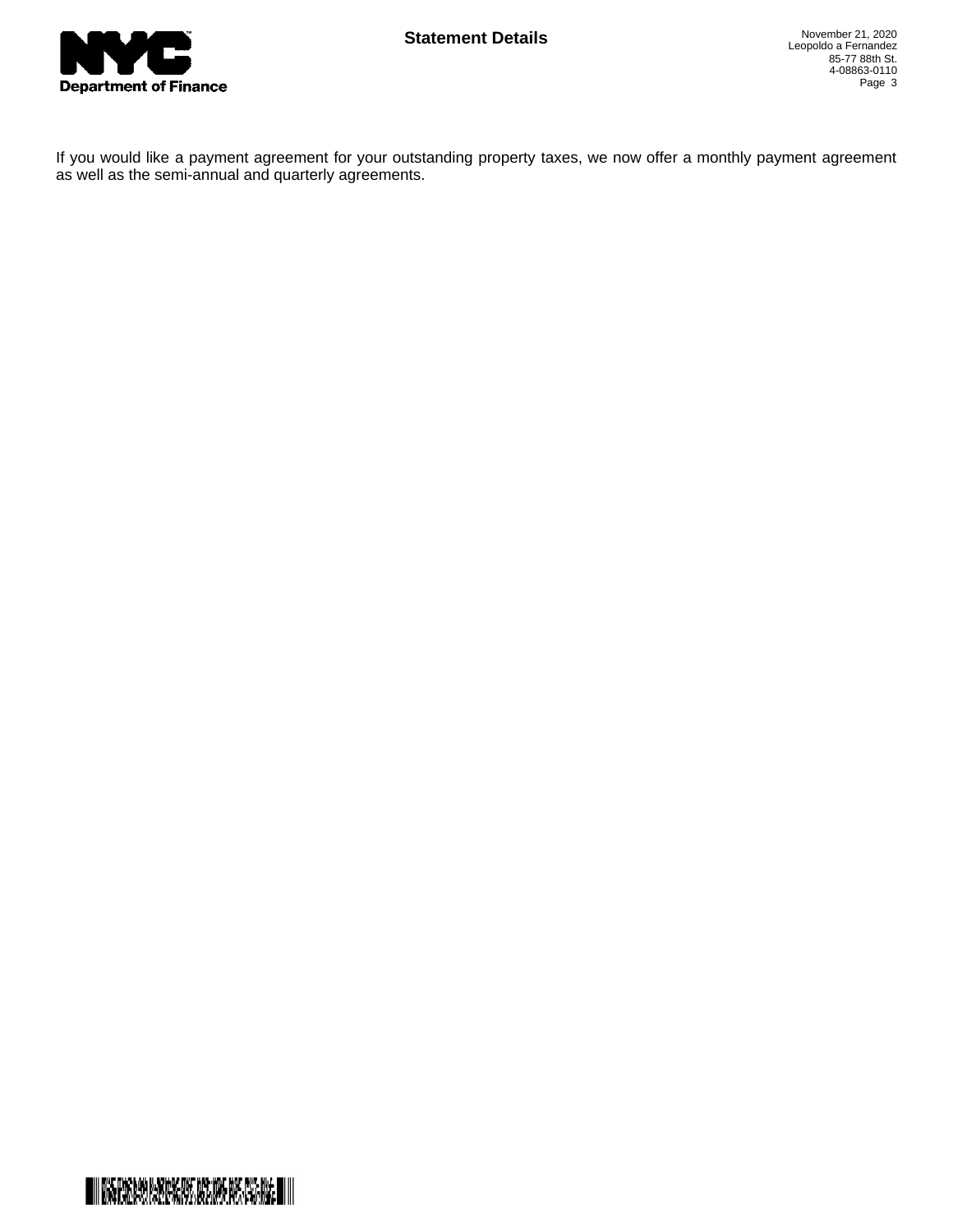If you would like a payment agreement for your outstanding property taxes, we now offer a monthly payment agreement as well as the semi-annual and quarterly agreements.